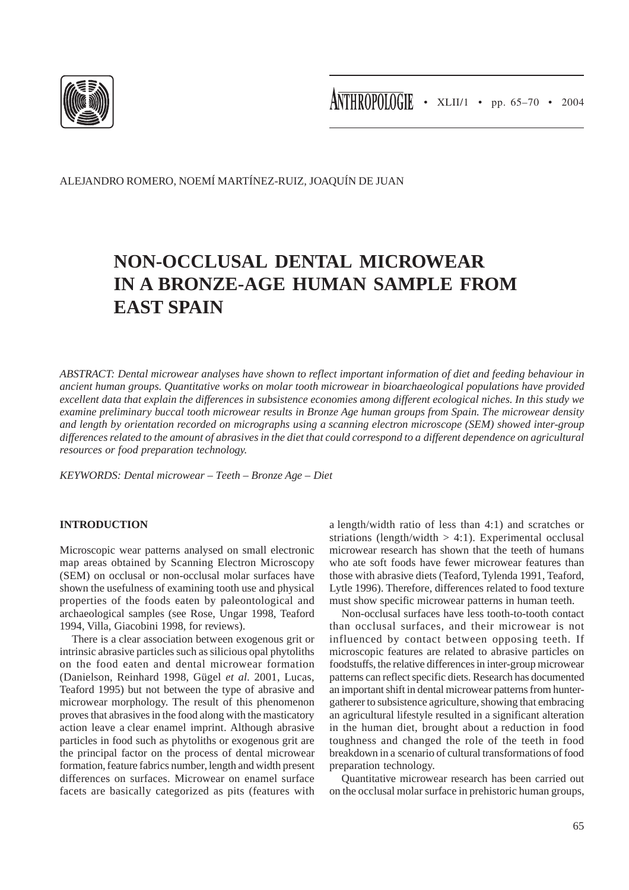ALEJANDRO ROMERO, NOEMÍ MARTÍNEZ-RUIZ, JOAQUÍN DE JUAN

# NON-OCCLUSAL DENTAL MICROWEAR IN A BRONZE-AGE HUMAN SAMPLE FROM EAST SPAIN

*ABSTRACT: Dental microwear analyses have shown to reflect important information of diet and feeding behaviour in ancient human groups. Quantitative works on molar tooth microwear in bioarchaeological populations have provided excellent data that explain the differences in subsistence economies among different ecological niches. In this study we examine preliminary buccal tooth microwear results in Bronze Age human groups from Spain. The microwear density and length by orientation recorded on micrographs using a scanning electron microscope (SEM) showed inter-group differences related to the amount of abrasives in the diet that could correspond to a different dependence on agricultural resources or food preparation technology.*

*KEYWORDS: Dental microwear – Teeth – Bronze Age – Diet*

## INTRODUCTION

Microscopic wear patterns analysed on small electronic map areas obtained by Scanning Electron Microscopy (SEM) on occlusal or non-occlusal molar surfaces have shown the usefulness of examining tooth use and physical properties of the foods eaten by paleontological and archaeological samples (see Rose, Ungar 1998, Teaford 1994, Villa, Giacobini 1998, for reviews).

There is a clear association between exogenous grit or intrinsic abrasive particles such as silicious opal phytoliths on the food eaten and dental microwear formation (Danielson, Reinhard 1998, Gügel *et al.* 2001, Lucas, Teaford 1995) but not between the type of abrasive and microwear morphology. The result of this phenomenon proves that abrasives in the food along with the masticatory action leave a clear enamel imprint. Although abrasive particles in food such as phytoliths or exogenous grit are the principal factor on the process of dental microwear formation, feature fabrics number, length and width present differences on surfaces. Microwear on enamel surface facets are basically categorized as pits (features with a length/width ratio of less than 4:1) and scratches or striations (length/width > 4:1). Experimental occlusal microwear research has shown that the teeth of humans who ate soft foods have fewer microwear features than those with abrasive diets (Teaford, Tylenda 1991, Teaford, Lytle 1996). Therefore, differences related to food texture must show specific microwear patterns in human teeth.

Non-occlusal surfaces have less tooth-to-tooth contact than occlusal surfaces, and their microwear is not influenced by contact between opposing teeth. If microscopic features are related to abrasive particles on foodstuffs, the relative differences in inter-group microwear patterns can reflect specific diets. Research has documented an important shift in dental microwear patterns from hunter-gatherer to subsistence agriculture, showing that embracing an agricultural lifestyle resulted in a significant alteration in the human diet, brought about a reduction in food toughness and changed the role of the teeth in food breakdown in a scenario of cultural transformations of food preparation technology.

Quantitative microwear research has been carried out on the occlusal molar surface in prehistoric human groups,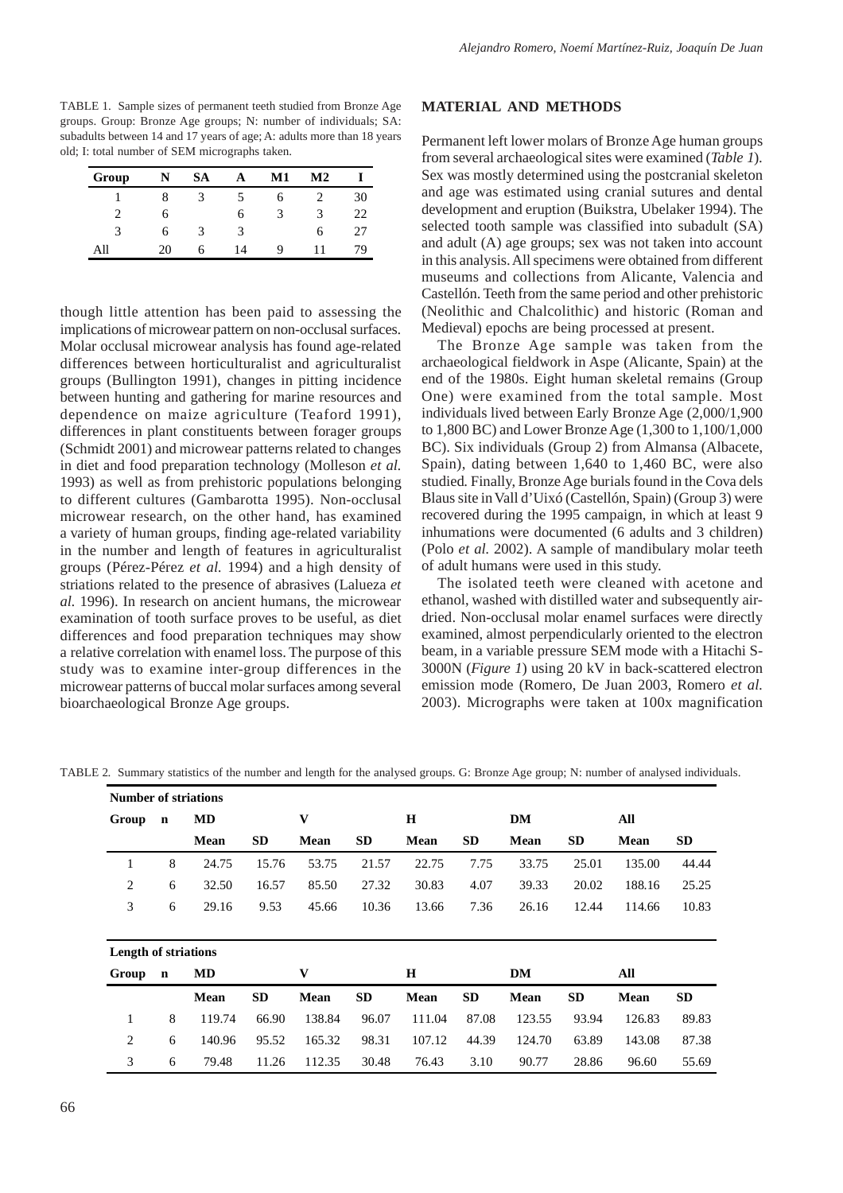TABLE 1. Sample sizes of permanent teeth studied from Bronze Age groups. Group: Bronze Age groups; N: number of individuals; SA: subadults between 14 and 17 years of age; A: adults more than 18 years old; I: total number of SEM micrographs taken.

| Group | N | SA | A | M1 | M2 | I |
|---|---|---|---|---|---|---|
| 1 | 8 | 3 | 5 | 6 | 2 | 30 |
| 2 | 6 | | 6 | 3 | 3 | 22 |
| 3 | 6 | 3 | 3 | | 6 | 27 |
| All | 20 | 6 | 14 | 9 | 11 | 79 |

though little attention has been paid to assessing the implications of microwear pattern on non-occlusal surfaces. Molar occlusal microwear analysis has found age-related differences between horticulturalist and agriculturalist groups (Bullington 1991), changes in pitting incidence between hunting and gathering for marine resources and dependence on maize agriculture (Teaford 1991), differences in plant constituents between forager groups (Schmidt 2001) and microwear patterns related to changes in diet and food preparation technology (Molleson *et al.* 1993) as well as from prehistoric populations belonging to different cultures (Gambarotta 1995). Non-occlusal microwear research, on the other hand, has examined a variety of human groups, finding age-related variability in the number and length of features in agriculturalist groups (Pérez-Pérez *et al.* 1994) and a high density of striations related to the presence of abrasives (Lalueza *et al.* 1996). In research on ancient humans, the microwear examination of tooth surface proves to be useful, as diet differences and food preparation techniques may show a relative correlation with enamel loss. The purpose of this study was to examine inter-group differences in the microwear patterns of buccal molar surfaces among several bioarchaeological Bronze Age groups.

## MATERIAL AND METHODS

Permanent left lower molars of Bronze Age human groups from several archaeological sites were examined (*Table 1*). Sex was mostly determined using the postcranial skeleton and age was estimated using cranial sutures and dental development and eruption (Buikstra, Ubelaker 1994). The selected tooth sample was classified into subadult (SA) and adult (A) age groups; sex was not taken into account in this analysis. All specimens were obtained from different museums and collections from Alicante, Valencia and Castellón. Teeth from the same period and other prehistoric (Neolithic and Chalcolithic) and historic (Roman and Medieval) epochs are being processed at present.

The Bronze Age sample was taken from the archaeological fieldwork in Aspe (Alicante, Spain) at the end of the 1980s. Eight human skeletal remains (Group One) were examined from the total sample. Most individuals lived between Early Bronze Age (2,000/1,900 to 1,800 BC) and Lower Bronze Age (1,300 to 1,100/1,000 BC). Six individuals (Group 2) from Almansa (Albacete, Spain), dating between 1,640 to 1,460 BC, were also studied. Finally, Bronze Age burials found in the Cova dels Blaus site in Vall d'Uixó (Castellón, Spain) (Group 3) were recovered during the 1995 campaign, in which at least 9 inhumations were documented (6 adults and 3 children) (Polo *et al.* 2002). A sample of mandibulary molar teeth of adult humans were used in this study.

The isolated teeth were cleaned with acetone and ethanol, washed with distilled water and subsequently air-dried. Non-occlusal molar enamel surfaces were directly examined, almost perpendicularly oriented to the electron beam, in a variable pressure SEM mode with a Hitachi S-3000N (*Figure 1*) using 20 kV in back-scattered electron emission mode (Romero, De Juan 2003, Romero *et al.* 2003). Micrographs were taken at 100x magnification

TABLE 2. Summary statistics of the number and length for the analysed groups. G: Bronze Age group; N: number of analysed individuals.

| **Number of striations** | | | | | | | | | | | |
|---|---|---|---|---|---|---|---|---|---|---|---|
| **Group** | **n** | **MD** | | **V** | | **H** | | **DM** | | **All** | |
| | | **Mean** | **SD** | **Mean** | **SD** | **Mean** | **SD** | **Mean** | **SD** | **Mean** | **SD** |
| 1 | 8 | 24.75 | 15.76 | 53.75 | 21.57 | 22.75 | 7.75 | 33.75 | 25.01 | 135.00 | 44.44 |
| 2 | 6 | 32.50 | 16.57 | 85.50 | 27.32 | 30.83 | 4.07 | 39.33 | 20.02 | 188.16 | 25.25 |
| 3 | 6 | 29.16 | 9.53 | 45.66 | 10.36 | 13.66 | 7.36 | 26.16 | 12.44 | 114.66 | 10.83 |

| **Length of striations** | | | | | | | | | | | |
|---|---|---|---|---|---|---|---|---|---|---|---|
| **Group** | **n** | **MD** | | **V** | | **H** | | **DM** | | **All** | |
| | | **Mean** | **SD** | **Mean** | **SD** | **Mean** | **SD** | **Mean** | **SD** | **Mean** | **SD** |
| 1 | 8 | 119.74 | 66.90 | 138.84 | 96.07 | 111.04 | 87.08 | 123.55 | 93.94 | 126.83 | 89.83 |
| 2 | 6 | 140.96 | 95.52 | 165.32 | 98.31 | 107.12 | 44.39 | 124.70 | 63.89 | 143.08 | 87.38 |
| 3 | 6 | 79.48 | 11.26 | 112.35 | 30.48 | 76.43 | 3.10 | 90.77 | 28.86 | 96.60 | 55.69 |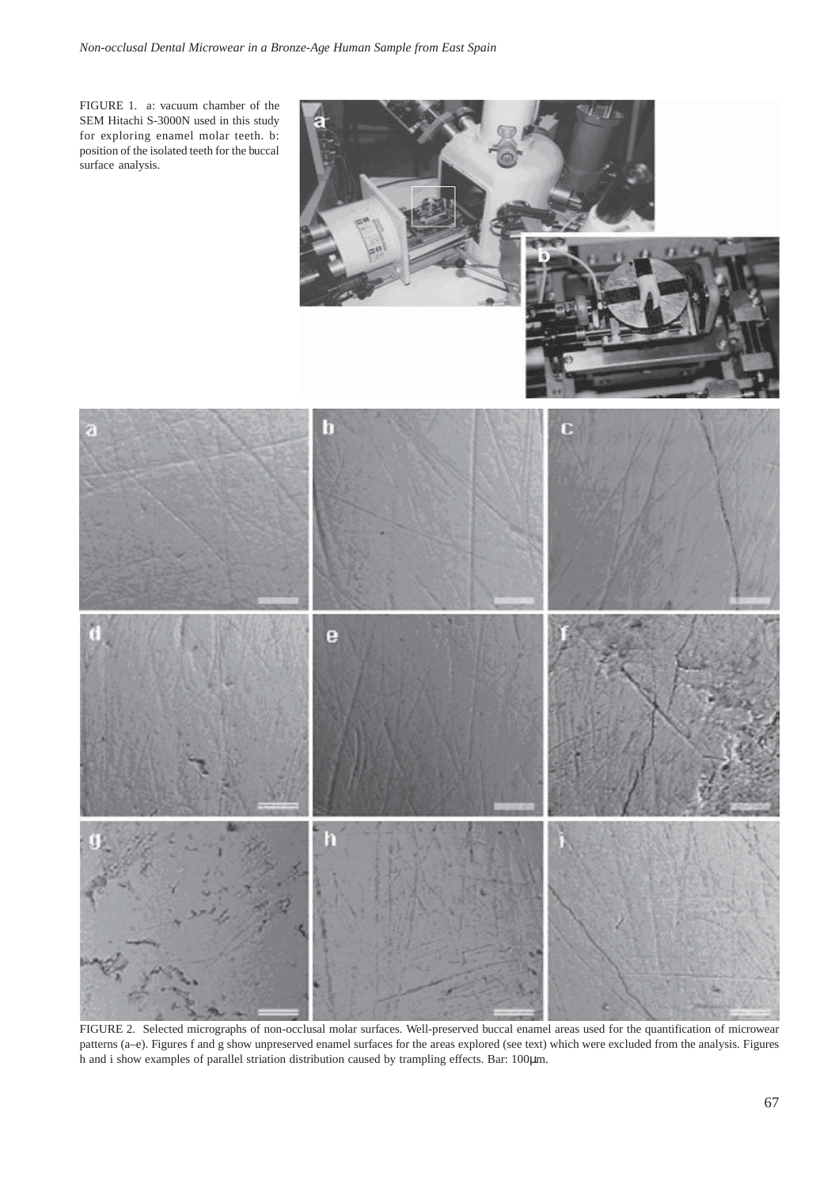FIGURE 1. a: vacuum chamber of the SEM Hitachi S-3000N used in this study for exploring enamel molar teeth. b: position of the isolated teeth for the buccal surface analysis.

FIGURE 2. Selected micrographs of non-occlusal molar surfaces. Well-preserved buccal enamel areas used for the quantification of microwear patterns (a–e). Figures f and g show unpreserved enamel surfaces for the areas explored (see text) which were excluded from the analysis. Figures h and i show examples of parallel striation distribution caused by trampling effects. Bar: 100μm.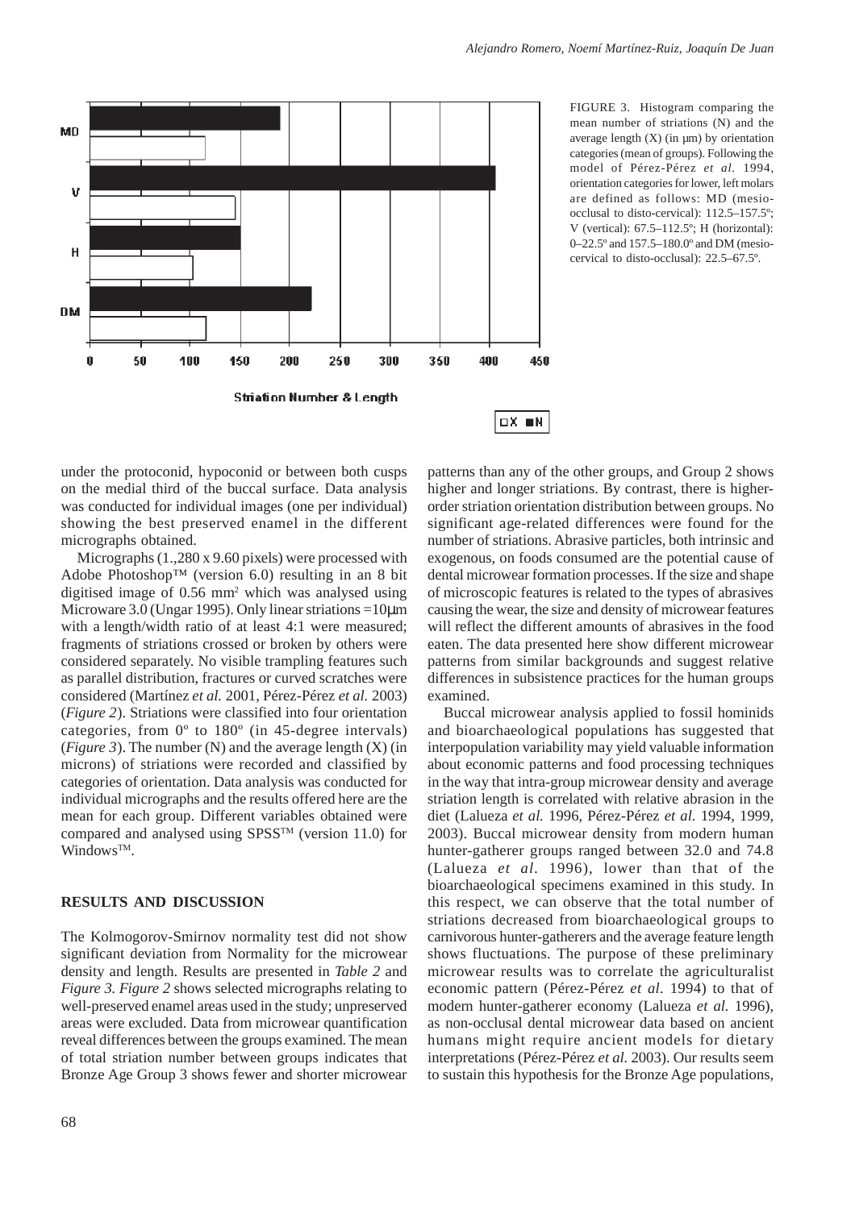FIGURE 3. Histogram comparing the mean number of striations (N) and the average length (X) (in μm) by orientation categories (mean of groups). Following the model of Pérez-Pérez *et al.* 1994, orientation categories for lower, left molars are defined as follows: MD (mesio-occlusal to disto-cervical): 112.5–157.5º; V (vertical): 67.5–112.5º; H (horizontal): 0–22.5º and 157.5–180.0º and DM (mesio-cervical to disto-occlusal): 22.5–67.5º.

under the protoconid, hypoconid or between both cusps on the medial third of the buccal surface. Data analysis was conducted for individual images (one per individual) showing the best preserved enamel in the different micrographs obtained.

Micrographs (1.,280 x 9.60 pixels) were processed with Adobe Photoshop™ (version 6.0) resulting in an 8 bit digitised image of 0.56 mm² which was analysed using Microware 3.0 (Ungar 1995). Only linear striations =10μm with a length/width ratio of at least 4:1 were measured; fragments of striations crossed or broken by others were considered separately. No visible trampling features such as parallel distribution, fractures or curved scratches were considered (Martínez *et al.* 2001, Pérez-Pérez *et al.* 2003) (*Figure 2*). Striations were classified into four orientation categories, from 0º to 180º (in 45-degree intervals) (*Figure 3*). The number (N) and the average length (X) (in microns) of striations were recorded and classified by categories of orientation. Data analysis was conducted for individual micrographs and the results offered here are the mean for each group. Different variables obtained were compared and analysed using SPSS™ (version 11.0) for Windows™.

## RESULTS AND DISCUSSION

The Kolmogorov-Smirnov normality test did not show significant deviation from Normality for the microwear density and length. Results are presented in *Table 2* and *Figure 3*. *Figure 2* shows selected micrographs relating to well-preserved enamel areas used in the study; unpreserved areas were excluded. Data from microwear quantification reveal differences between the groups examined. The mean of total striation number between groups indicates that Bronze Age Group 3 shows fewer and shorter microwear patterns than any of the other groups, and Group 2 shows higher and longer striations. By contrast, there is higher-order striation orientation distribution between groups. No significant age-related differences were found for the number of striations. Abrasive particles, both intrinsic and exogenous, on foods consumed are the potential cause of dental microwear formation processes. If the size and shape of microscopic features is related to the types of abrasives causing the wear, the size and density of microwear features will reflect the different amounts of abrasives in the food eaten. The data presented here show different microwear patterns from similar backgrounds and suggest relative differences in subsistence practices for the human groups examined.

Buccal microwear analysis applied to fossil hominids and bioarchaeological populations has suggested that interpopulation variability may yield valuable information about economic patterns and food processing techniques in the way that intra-group microwear density and average striation length is correlated with relative abrasion in the diet (Lalueza *et al.* 1996, Pérez-Pérez *et al.* 1994, 1999, 2003). Buccal microwear density from modern human hunter-gatherer groups ranged between 32.0 and 74.8 (Lalueza *et al.* 1996), lower than that of the bioarchaeological specimens examined in this study. In this respect, we can observe that the total number of striations decreased from bioarchaeological groups to carnivorous hunter-gatherers and the average feature length shows fluctuations. The purpose of these preliminary microwear results was to correlate the agriculturalist economic pattern (Pérez-Pérez *et al.* 1994) to that of modern hunter-gatherer economy (Lalueza *et al.* 1996), as non-occlusal dental microwear data based on ancient humans might require ancient models for dietary interpretations (Pérez-Pérez *et al.* 2003). Our results seem to sustain this hypothesis for the Bronze Age populations,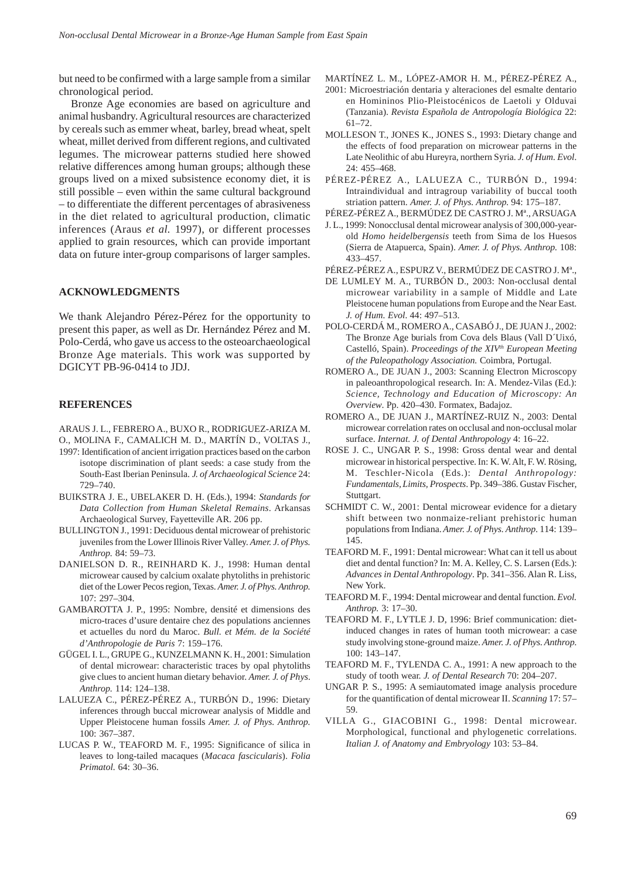but need to be confirmed with a large sample from a similar chronological period.

Bronze Age economies are based on agriculture and animal husbandry. Agricultural resources are characterized by cereals such as emmer wheat, barley, bread wheat, spelt wheat, millet derived from different regions, and cultivated legumes. The microwear patterns studied here showed relative differences among human groups; although these groups lived on a mixed subsistence economy diet, it is still possible – even within the same cultural background – to differentiate the different percentages of abrasiveness in the diet related to agricultural production, climatic inferences (Araus *et al.* 1997), or different processes applied to grain resources, which can provide important data on future inter-group comparisons of larger samples.

## ACKNOWLEDGMENTS

We thank Alejandro Pérez-Pérez for the opportunity to present this paper, as well as Dr. Hernández Pérez and M. Polo-Cerdá, who gave us access to the osteoarchaeological Bronze Age materials. This work was supported by DGICYT PB-96-0414 to JDJ.

## REFERENCES

ARAUS J. L., FEBRERO A., BUXO R., RODRIGUEZ-ARIZA M. O., MOLINA F., CAMALICH M. D., MARTÍN D., VOLTAS J., 1997: Identification of ancient irrigation practices based on the carbon isotope discrimination of plant seeds: a case study from the South-East Iberian Peninsula. *J. of Archaeological Science* 24: 729–740.

BUIKSTRA J. E., UBELAKER D. H. (Eds.), 1994: *Standards for Data Collection from Human Skeletal Remains*. Arkansas Archaeological Survey, Fayetteville AR. 206 pp.

BULLINGTON J., 1991: Deciduous dental microwear of prehistoric juveniles from the Lower Illinois River Valley. *Amer. J. of Phys. Anthrop.* 84: 59–73.

DANIELSON D. R., REINHARD K. J., 1998: Human dental microwear caused by calcium oxalate phytoliths in prehistoric diet of the Lower Pecos region, Texas. *Amer. J. of Phys. Anthrop.* 107: 297–304.

GAMBAROTTA J. P., 1995: Nombre, densité et dimensions des micro-traces d'usure dentaire chez des populations anciennes et actuelles du nord du Maroc. *Bull. et Mém. de la Société d'Anthropologie de Paris* 7: 159–176.

GÜGEL I. L., GRUPE G., KUNZELMANN K. H., 2001: Simulation of dental microwear: characteristic traces by opal phytoliths give clues to ancient human dietary behavior. *Amer. J. of Phys. Anthrop.* 114: 124–138.

LALUEZA C., PÉREZ-PÉREZ A., TURBÓN D., 1996: Dietary inferences through buccal microwear analysis of Middle and Upper Pleistocene human fossils *Amer. J. of Phys. Anthrop.* 100: 367–387.

LUCAS P. W., TEAFORD M. F., 1995: Significance of silica in leaves to long-tailed macaques (*Macaca fascicularis*). *Folia Primatol.* 64: 30–36.

MARTÍNEZ L. M., LÓPEZ-AMOR H. M., PÉREZ-PÉREZ A., 2001: Microestriación dentaria y alteraciones del esmalte dentario en Homininos Plio-Pleistocénicos de Laetoli y Olduvai (Tanzania). *Revista Española de Antropología Biológica* 22: 61–72.

MOLLESON T., JONES K., JONES S., 1993: Dietary change and the effects of food preparation on microwear patterns in the Late Neolithic of abu Hureyra, northern Syria. *J. of Hum. Evol.* 24: 455–468.

PÉREZ-PÉREZ A., LALUEZA C., TURBÓN D., 1994: Intraindividual and intragroup variability of buccal tooth striation pattern. *Amer. J. of Phys. Anthrop.* 94: 175–187.

PÉREZ-PÉREZ A., BERMÚDEZ DE CASTRO J. Mª., ARSUAGA J. L., 1999: Nonocclusal dental microwear analysis of 300,000-year-old *Homo heidelbergensis* teeth from Sima de los Huesos (Sierra de Atapuerca, Spain). *Amer. J. of Phys. Anthrop.* 108: 433–457.

PÉREZ-PÉREZ A., ESPURZ V., BERMÚDEZ DE CASTRO J. Mª., DE LUMLEY M. A., TURBÓN D., 2003: Non-occlusal dental microwear variability in a sample of Middle and Late Pleistocene human populations from Europe and the Near East. *J. of Hum. Evol.* 44: 497–513.

POLO-CERDÁ M., ROMERO A., CASABÓ J., DE JUAN J., 2002: The Bronze Age burials from Cova dels Blaus (Vall D´Uixó, Castelló, Spain). *Proceedings of the XIVth European Meeting of the Paleopathology Association.* Coimbra, Portugal.

ROMERO A., DE JUAN J., 2003: Scanning Electron Microscopy in paleoanthropological research. In: A. Mendez-Vilas (Ed.): *Science, Technology and Education of Microscopy: An Overview*. Pp. 420–430. Formatex, Badajoz.

ROMERO A., DE JUAN J., MARTÍNEZ-RUIZ N., 2003: Dental microwear correlation rates on occlusal and non-occlusal molar surface. *Internat. J. of Dental Anthropology* 4: 16–22.

ROSE J. C., UNGAR P. S., 1998: Gross dental wear and dental microwear in historical perspective. In: K. W. Alt, F. W. Rösing, M. Teschler-Nicola (Eds.): *Dental Anthropology: Fundamentals, Limits, Prospects*. Pp. 349–386. Gustav Fischer, Stuttgart.

SCHMIDT C. W., 2001: Dental microwear evidence for a dietary shift between two nonmaize-reliant prehistoric human populations from Indiana. *Amer. J. of Phys. Anthrop.* 114: 139–145.

TEAFORD M. F., 1991: Dental microwear: What can it tell us about diet and dental function? In: M. A. Kelley, C. S. Larsen (Eds.): *Advances in Dental Anthropology*. Pp. 341–356. Alan R. Liss, New York.

TEAFORD M. F., 1994: Dental microwear and dental function. *Evol. Anthrop.* 3: 17–30.

TEAFORD M. F., LYTLE J. D, 1996: Brief communication: diet-induced changes in rates of human tooth microwear: a case study involving stone-ground maize. *Amer. J. of Phys. Anthrop.* 100: 143–147.

TEAFORD M. F., TYLENDA C. A., 1991: A new approach to the study of tooth wear. *J. of Dental Research* 70: 204–207.

UNGAR P. S., 1995: A semiautomated image analysis procedure for the quantification of dental microwear II. *Scanning* 17: 57–59.

VILLA G., GIACOBINI G., 1998: Dental microwear. Morphological, functional and phylogenetic correlations. *Italian J. of Anatomy and Embryology* 103: 53–84.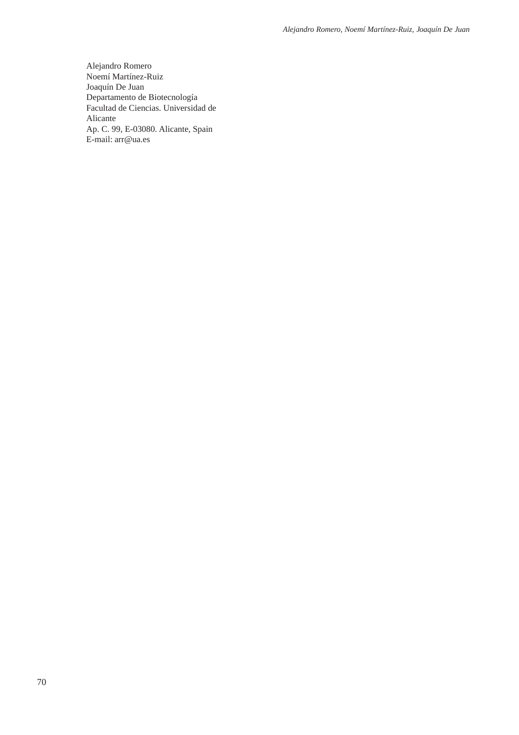Alejandro Romero
Noemí Martínez-Ruiz
Joaquín De Juan
Departamento de Biotecnología
Facultad de Ciencias. Universidad de Alicante
Ap. C. 99, E-03080. Alicante, Spain
E-mail: arr@ua.es